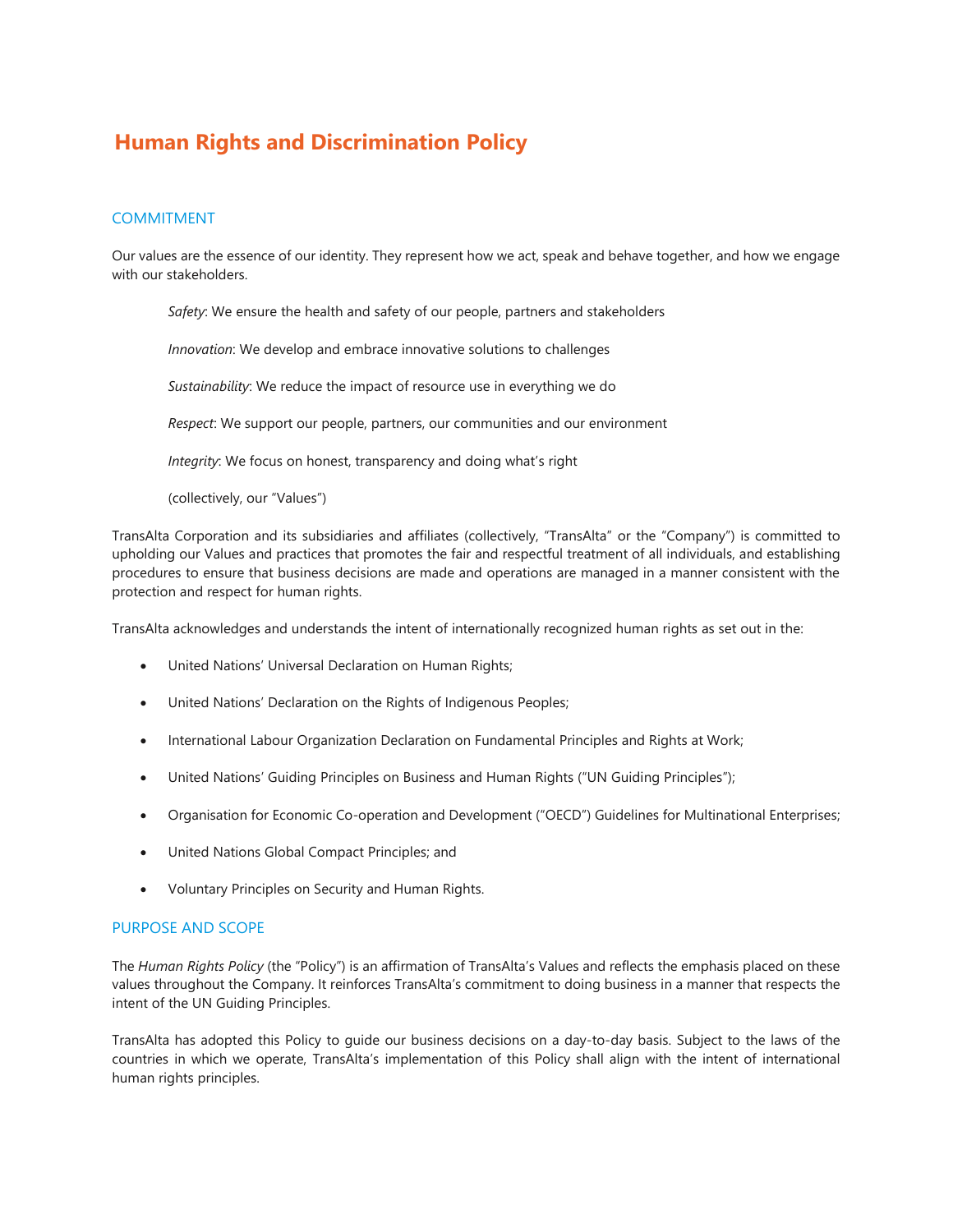# Human Rights and Discrimination Policy

## COMMITMENT

Our values are the essence of our identity. They represent how we act, speak and behave together, and how we engage with our stakeholders.

*Safety*: We ensure the health and safety of our people, partners and stakeholders

*Innovation*: We develop and embrace innovative solutions to challenges

*Sustainability*: We reduce the impact of resource use in everything we do

*Respect*: We support our people, partners, our communities and our environment

*Integrity*: We focus on honest, transparency and doing what's right

(collectively, our "Values")

TransAlta Corporation and its subsidiaries and affiliates (collectively, "TransAlta" or the "Company") is committed to upholding our Values and practices that promotes the fair and respectful treatment of all individuals, and establishing procedures to ensure that business decisions are made and operations are managed in a manner consistent with the protection and respect for human rights.

TransAlta acknowledges and understands the intent of internationally recognized human rights as set out in the:

- United Nations' Universal Declaration on Human Rights;
- United Nations' Declaration on the Rights of Indigenous Peoples;
- International Labour Organization Declaration on Fundamental Principles and Rights at Work;
- United Nations' Guiding Principles on Business and Human Rights ("UN Guiding Principles");
- Organisation for Economic Co-operation and Development ("OECD") Guidelines for Multinational Enterprises;
- United Nations Global Compact Principles; and
- Voluntary Principles on Security and Human Rights.

## PURPOSE AND SCOPE

The *Human Rights Policy* (the "Policy") is an affirmation of TransAlta's Values and reflects the emphasis placed on these values throughout the Company. It reinforces TransAlta's commitment to doing business in a manner that respects the intent of the UN Guiding Principles.

TransAlta has adopted this Policy to guide our business decisions on a day-to-day basis. Subject to the laws of the countries in which we operate, TransAlta's implementation of this Policy shall align with the intent of international human rights principles.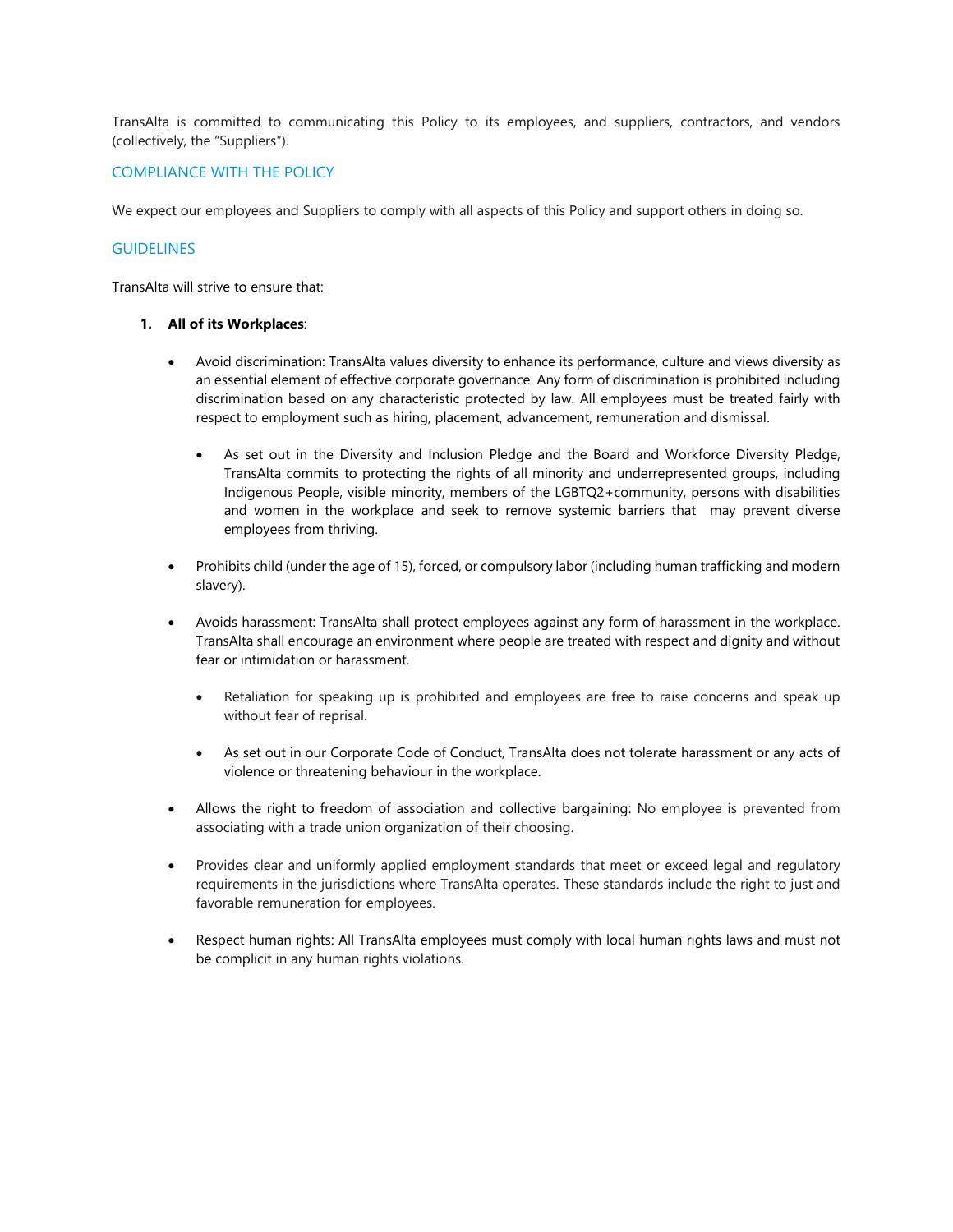TransAlta is committed to communicating this Policy to its employees, and suppliers, contractors, and vendors (collectively, the "Suppliers").

## COMPLIANCE WITH THE POLICY

We expect our employees and Suppliers to comply with all aspects of this Policy and support others in doing so.

## GUIDELINES

TransAlta will strive to ensure that:

1. **All of its Workplaces**:

   - Avoid discrimination: TransAlta values diversity to enhance its performance, culture and views diversity as an essential element of effective corporate governance. Any form of discrimination is prohibited including discrimination based on any characteristic protected by law. All employees must be treated fairly with respect to employment such as hiring, placement, advancement, remuneration and dismissal.

     - As set out in the Diversity and Inclusion Pledge and the Board and Workforce Diversity Pledge, TransAlta commits to protecting the rights of all minority and underrepresented groups, including Indigenous People, visible minority, members of the LGBTQ2+community, persons with disabilities and women in the workplace and seek to remove systemic barriers that may prevent diverse employees from thriving.

   - Prohibits child (under the age of 15), forced, or compulsory labor (including human trafficking and modern slavery).

   - Avoids harassment: TransAlta shall protect employees against any form of harassment in the workplace. TransAlta shall encourage an environment where people are treated with respect and dignity and without fear or intimidation or harassment.

     - Retaliation for speaking up is prohibited and employees are free to raise concerns and speak up without fear of reprisal.

     - As set out in our Corporate Code of Conduct, TransAlta does not tolerate harassment or any acts of violence or threatening behaviour in the workplace.

   - Allows the right to freedom of association and collective bargaining: No employee is prevented from associating with a trade union organization of their choosing.

   - Provides clear and uniformly applied employment standards that meet or exceed legal and regulatory requirements in the jurisdictions where TransAlta operates. These standards include the right to just and favorable remuneration for employees.

   - Respect human rights: All TransAlta employees must comply with local human rights laws and must not be complicit in any human rights violations.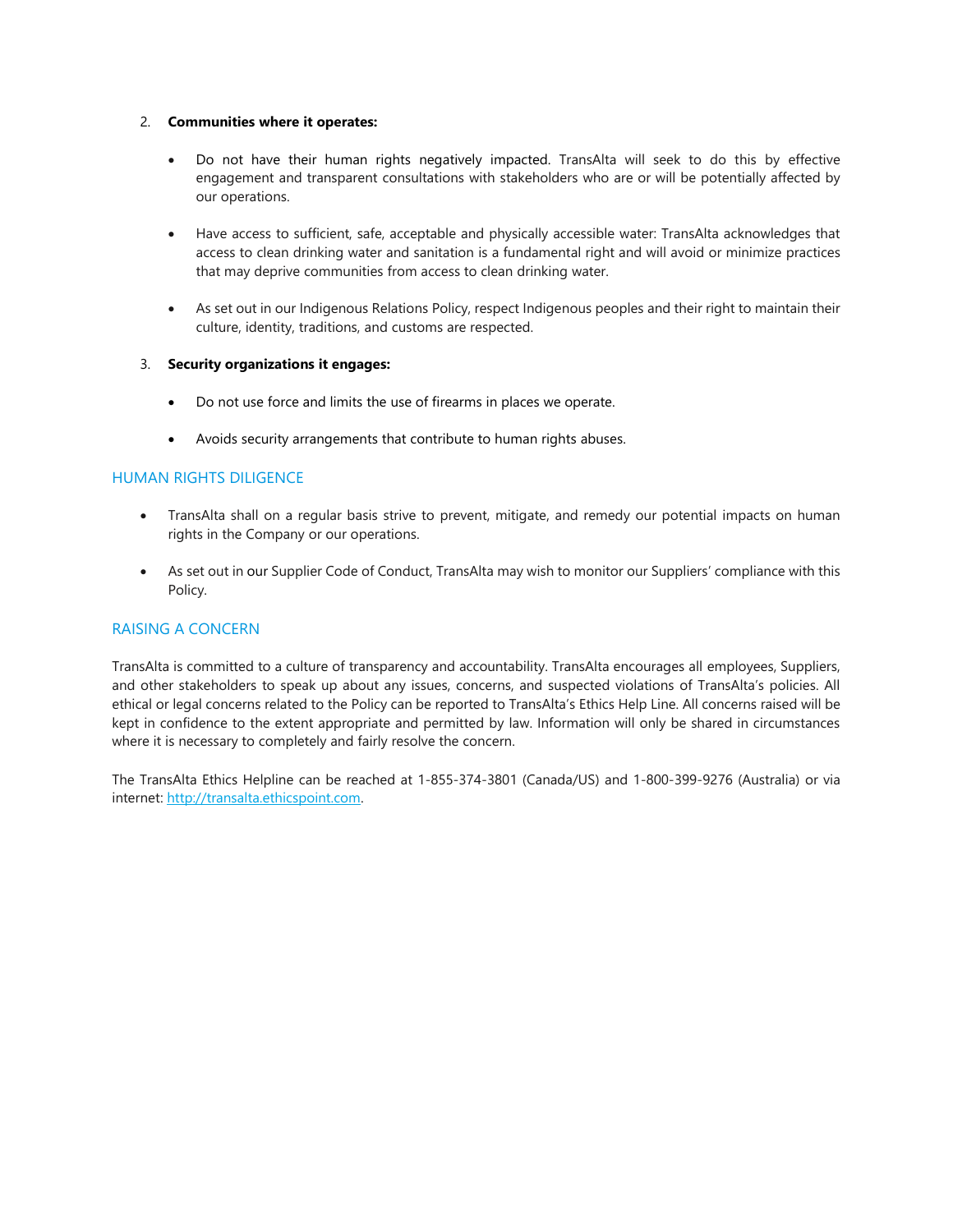2. **Communities where it operates:**

   - Do not have their human rights negatively impacted. TransAlta will seek to do this by effective engagement and transparent consultations with stakeholders who are or will be potentially affected by our operations.

   - Have access to sufficient, safe, acceptable and physically accessible water: TransAlta acknowledges that access to clean drinking water and sanitation is a fundamental right and will avoid or minimize practices that may deprive communities from access to clean drinking water.

   - As set out in our Indigenous Relations Policy, respect Indigenous peoples and their right to maintain their culture, identity, traditions, and customs are respected.

3. **Security organizations it engages:**

   - Do not use force and limits the use of firearms in places we operate.

   - Avoids security arrangements that contribute to human rights abuses.

## HUMAN RIGHTS DILIGENCE

- TransAlta shall on a regular basis strive to prevent, mitigate, and remedy our potential impacts on human rights in the Company or our operations.

- As set out in our Supplier Code of Conduct, TransAlta may wish to monitor our Suppliers' compliance with this Policy.

## RAISING A CONCERN

TransAlta is committed to a culture of transparency and accountability. TransAlta encourages all employees, Suppliers, and other stakeholders to speak up about any issues, concerns, and suspected violations of TransAlta's policies. All ethical or legal concerns related to the Policy can be reported to TransAlta's Ethics Help Line. All concerns raised will be kept in confidence to the extent appropriate and permitted by law. Information will only be shared in circumstances where it is necessary to completely and fairly resolve the concern.

The TransAlta Ethics Helpline can be reached at 1-855-374-3801 (Canada/US) and 1-800-399-9276 (Australia) or via internet: [http://transalta.ethicspoint.com](http://transalta.ethicspoint.com).